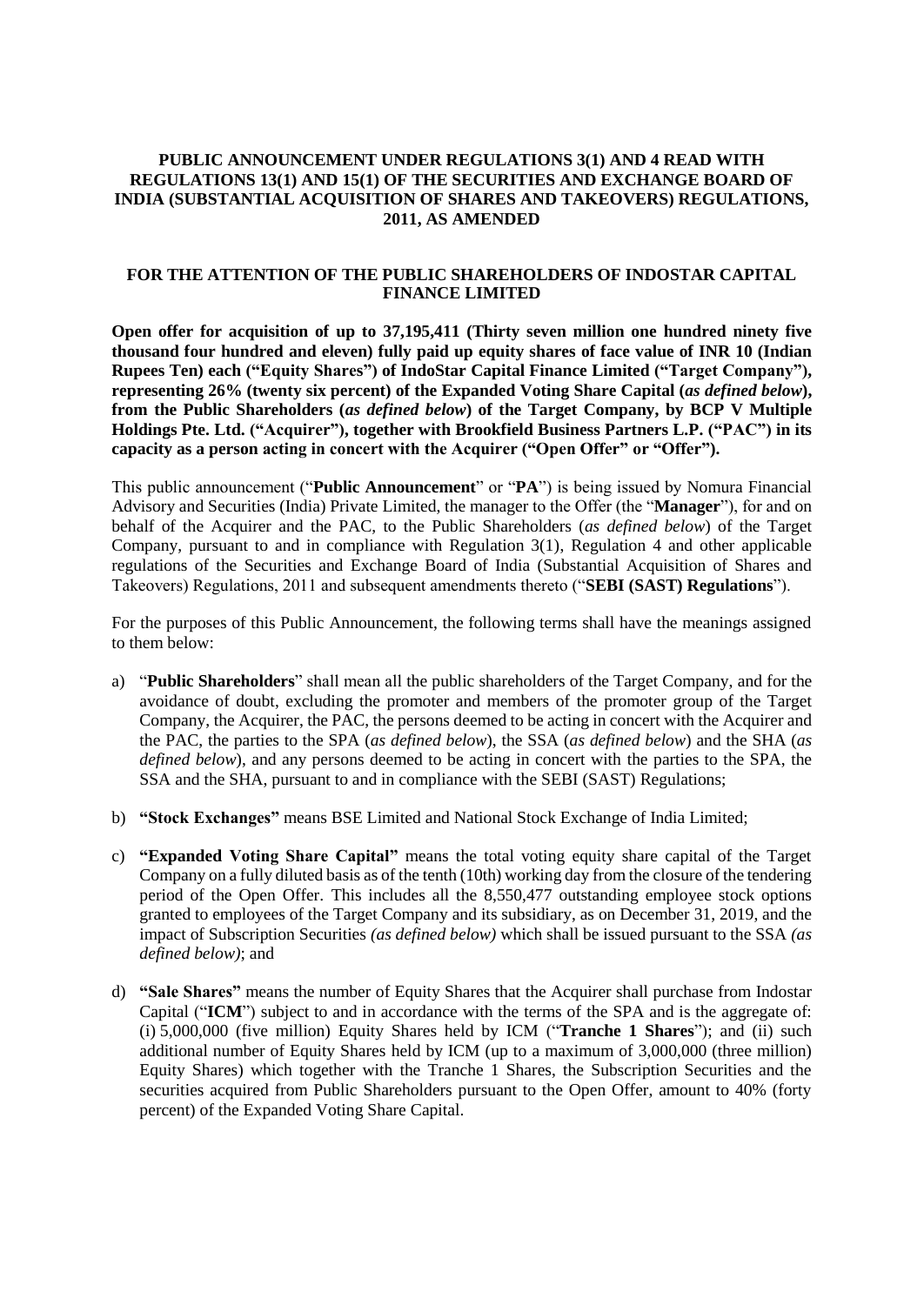# PUBLIC ANNOUNCEMENT UNDER REGULATIONS 3(1) AND 4 READ WITH REGULATIONS 13(1) AND 15(1) OF THE SECURITIES AND EXCHANGE BOARD OF INDIA (SUBSTANTIAL ACQUISITION OF SHARES AND TAKEOVERS) REGULATIONS, 2011, AS AMENDED

## FOR THE ATTENTION OF THE PUBLIC SHAREHOLDERS OF INDOSTAR CAPITAL FINANCE LIMITED

**Open offer for acquisition of up to 37,195,411 (Thirty seven million one hundred ninety five thousand four hundred and eleven) fully paid up equity shares of face value of INR 10 (Indian Rupees Ten) each ("Equity Shares") of IndoStar Capital Finance Limited ("Target Company"), representing 26% (twenty six percent) of the Expanded Voting Share Capital (*as defined below*), from the Public Shareholders (*as defined below*) of the Target Company, by BCP V Multiple Holdings Pte. Ltd. ("Acquirer"), together with Brookfield Business Partners L.P. ("PAC") in its capacity as a person acting in concert with the Acquirer ("Open Offer" or "Offer").**

This public announcement ("**Public Announcement**" or "**PA**") is being issued by Nomura Financial Advisory and Securities (India) Private Limited, the manager to the Offer (the "**Manager**"), for and on behalf of the Acquirer and the PAC, to the Public Shareholders (*as defined below*) of the Target Company, pursuant to and in compliance with Regulation 3(1), Regulation 4 and other applicable regulations of the Securities and Exchange Board of India (Substantial Acquisition of Shares and Takeovers) Regulations, 2011 and subsequent amendments thereto ("**SEBI (SAST) Regulations**").

For the purposes of this Public Announcement, the following terms shall have the meanings assigned to them below:

a) "**Public Shareholders**" shall mean all the public shareholders of the Target Company, and for the avoidance of doubt, excluding the promoter and members of the promoter group of the Target Company, the Acquirer, the PAC, the persons deemed to be acting in concert with the Acquirer and the PAC, the parties to the SPA (*as defined below*), the SSA (*as defined below*) and the SHA (*as defined below*), and any persons deemed to be acting in concert with the parties to the SPA, the SSA and the SHA, pursuant to and in compliance with the SEBI (SAST) Regulations;

b) **"Stock Exchanges"** means BSE Limited and National Stock Exchange of India Limited;

c) **"Expanded Voting Share Capital"** means the total voting equity share capital of the Target Company on a fully diluted basis as of the tenth (10th) working day from the closure of the tendering period of the Open Offer. This includes all the 8,550,477 outstanding employee stock options granted to employees of the Target Company and its subsidiary, as on December 31, 2019, and the impact of Subscription Securities *(as defined below)* which shall be issued pursuant to the SSA *(as defined below)*; and

d) **"Sale Shares"** means the number of Equity Shares that the Acquirer shall purchase from Indostar Capital ("**ICM**") subject to and in accordance with the terms of the SPA and is the aggregate of: (i) 5,000,000 (five million) Equity Shares held by ICM ("**Tranche 1 Shares**"); and (ii) such additional number of Equity Shares held by ICM (up to a maximum of 3,000,000 (three million) Equity Shares) which together with the Tranche 1 Shares, the Subscription Securities and the securities acquired from Public Shareholders pursuant to the Open Offer, amount to 40% (forty percent) of the Expanded Voting Share Capital.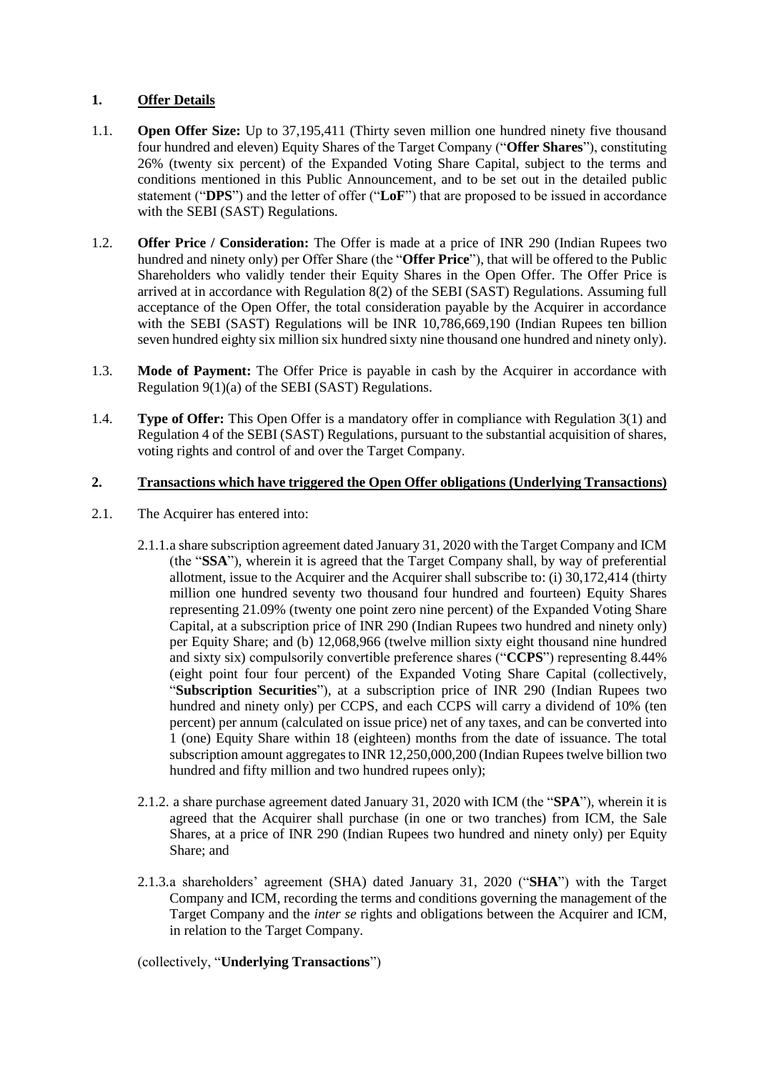## 1. Offer Details

1.1. **Open Offer Size:** Up to 37,195,411 (Thirty seven million one hundred ninety five thousand four hundred and eleven) Equity Shares of the Target Company ("**Offer Shares**"), constituting 26% (twenty six percent) of the Expanded Voting Share Capital, subject to the terms and conditions mentioned in this Public Announcement, and to be set out in the detailed public statement ("**DPS**") and the letter of offer ("**LoF**") that are proposed to be issued in accordance with the SEBI (SAST) Regulations.

1.2. **Offer Price / Consideration:** The Offer is made at a price of INR 290 (Indian Rupees two hundred and ninety only) per Offer Share (the "**Offer Price**"), that will be offered to the Public Shareholders who validly tender their Equity Shares in the Open Offer. The Offer Price is arrived at in accordance with Regulation 8(2) of the SEBI (SAST) Regulations. Assuming full acceptance of the Open Offer, the total consideration payable by the Acquirer in accordance with the SEBI (SAST) Regulations will be INR 10,786,669,190 (Indian Rupees ten billion seven hundred eighty six million six hundred sixty nine thousand one hundred and ninety only).

1.3. **Mode of Payment:** The Offer Price is payable in cash by the Acquirer in accordance with Regulation 9(1)(a) of the SEBI (SAST) Regulations.

1.4. **Type of Offer:** This Open Offer is a mandatory offer in compliance with Regulation 3(1) and Regulation 4 of the SEBI (SAST) Regulations, pursuant to the substantial acquisition of shares, voting rights and control of and over the Target Company.

## 2. Transactions which have triggered the Open Offer obligations (Underlying Transactions)

2.1. The Acquirer has entered into:

2.1.1. a share subscription agreement dated January 31, 2020 with the Target Company and ICM (the "**SSA**"), wherein it is agreed that the Target Company shall, by way of preferential allotment, issue to the Acquirer and the Acquirer shall subscribe to: (i) 30,172,414 (thirty million one hundred seventy two thousand four hundred and fourteen) Equity Shares representing 21.09% (twenty one point zero nine percent) of the Expanded Voting Share Capital, at a subscription price of INR 290 (Indian Rupees two hundred and ninety only) per Equity Share; and (b) 12,068,966 (twelve million sixty eight thousand nine hundred and sixty six) compulsorily convertible preference shares ("**CCPS**") representing 8.44% (eight point four four percent) of the Expanded Voting Share Capital (collectively, "**Subscription Securities**"), at a subscription price of INR 290 (Indian Rupees two hundred and ninety only) per CCPS, and each CCPS will carry a dividend of 10% (ten percent) per annum (calculated on issue price) net of any taxes, and can be converted into 1 (one) Equity Share within 18 (eighteen) months from the date of issuance. The total subscription amount aggregates to INR 12,250,000,200 (Indian Rupees twelve billion two hundred and fifty million and two hundred rupees only);

2.1.2. a share purchase agreement dated January 31, 2020 with ICM (the "**SPA**"), wherein it is agreed that the Acquirer shall purchase (in one or two tranches) from ICM, the Sale Shares, at a price of INR 290 (Indian Rupees two hundred and ninety only) per Equity Share; and

2.1.3. a shareholders' agreement (SHA) dated January 31, 2020 ("**SHA**") with the Target Company and ICM, recording the terms and conditions governing the management of the Target Company and the *inter se* rights and obligations between the Acquirer and ICM, in relation to the Target Company.

(collectively, "**Underlying Transactions**")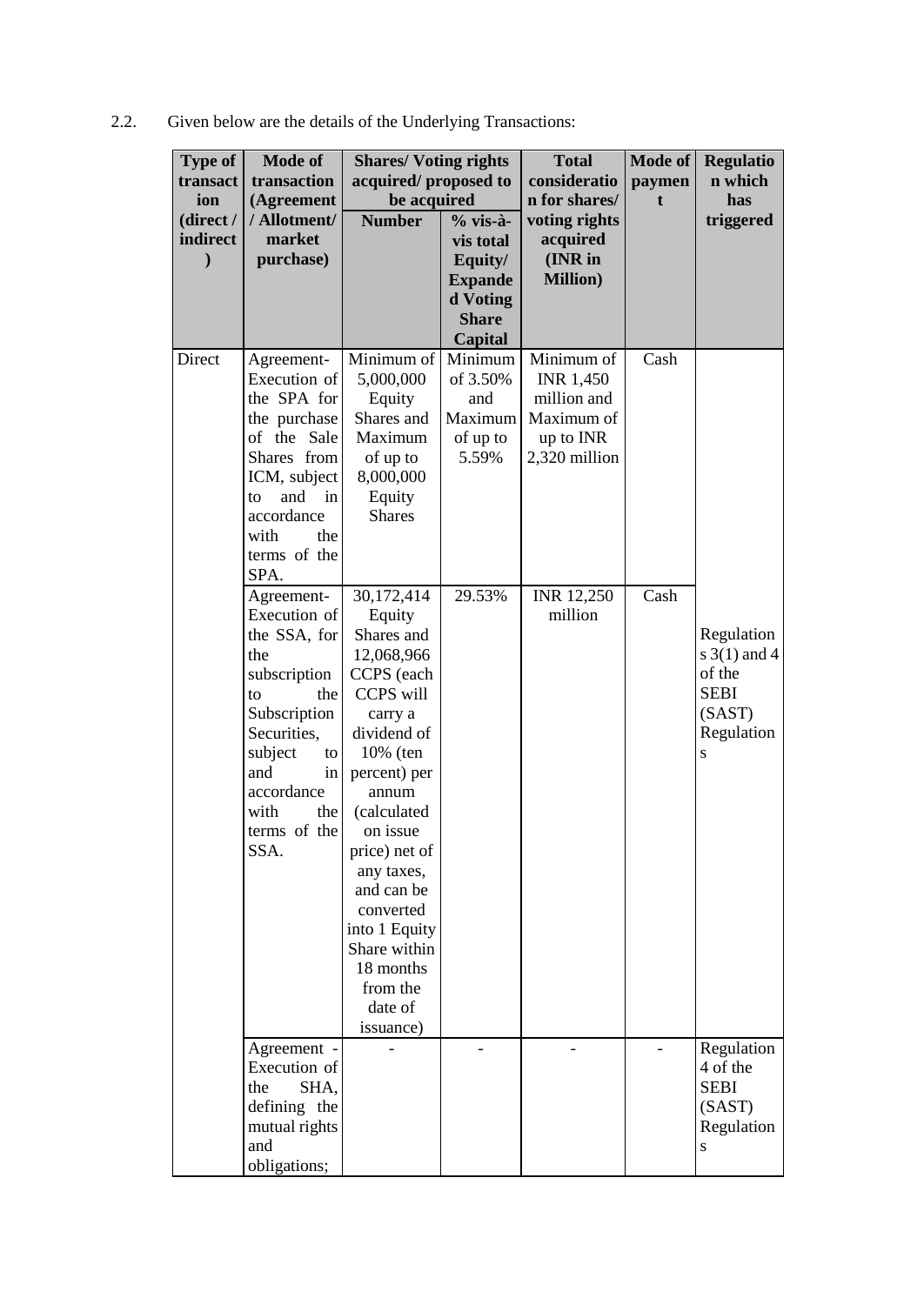2.2. Given below are the details of the Underlying Transactions:

| Type of transaction (direct / indirect) | Mode of transaction (Agreement / Allotment/ market purchase) | Shares/ Voting rights acquired/ proposed to be acquired | | Total consideration for shares/ voting rights acquired (INR in Million) | Mode of payment | Regulation which has triggered |
|---|---|---|---|---|---|---|
| | | Number | % vis-à-vis total Equity/ Expanded Voting Share Capital | | | |
| Direct | Agreement- Execution of the SPA for the purchase of the Sale Shares from ICM, subject to and in accordance with the terms of the SPA. | Minimum of 5,000,000 Equity Shares and Maximum of up to 8,000,000 Equity Shares | Minimum of 3.50% and Maximum of up to 5.59% | Minimum of INR 1,450 million and Maximum of up to INR 2,320 million | Cash | Regulations 3(1) and 4 of the SEBI (SAST) Regulations |
| | Agreement- Execution of the SSA, for the subscription to the Subscription Securities, subject to and in accordance with the terms of the SSA. | 30,172,414 Equity Shares and 12,068,966 CCPS (each CCPS will carry a dividend of 10% (ten percent) per annum (calculated on issue price) net of any taxes, and can be converted into 1 Equity Share within 18 months from the date of issuance) | 29.53% | INR 12,250 million | Cash | |
| | Agreement - Execution of the SHA, defining the mutual rights and obligations; | - | - | - | - | Regulation 4 of the SEBI (SAST) Regulations |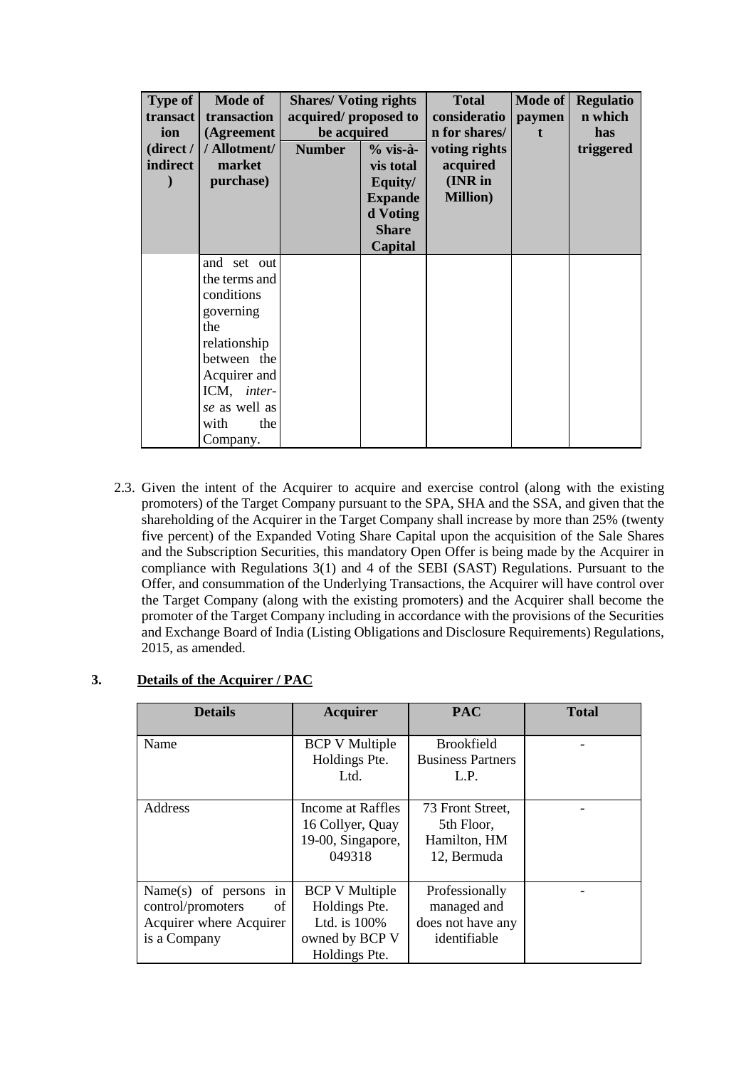| Type of transaction (direct / indirect) | Mode of transaction (Agreement / Allotment/ market purchase) | Shares/ Voting rights acquired/ proposed to be acquired | | Total consideration for shares/ voting rights acquired (INR in Million) | Mode of payment | Regulation which has triggered |
|---|---|---|---|---|---|---|
| | | Number | % vis-à-vis total Equity/ Expanded Voting Share Capital | | | |
| | and set out the terms and conditions governing the relationship between the Acquirer and ICM, *inter-se* as well as with the Company. | | | | | |

2.3. Given the intent of the Acquirer to acquire and exercise control (along with the existing promoters) of the Target Company pursuant to the SPA, SHA and the SSA, and given that the shareholding of the Acquirer in the Target Company shall increase by more than 25% (twenty five percent) of the Expanded Voting Share Capital upon the acquisition of the Sale Shares and the Subscription Securities, this mandatory Open Offer is being made by the Acquirer in compliance with Regulations 3(1) and 4 of the SEBI (SAST) Regulations. Pursuant to the Offer, and consummation of the Underlying Transactions, the Acquirer will have control over the Target Company (along with the existing promoters) and the Acquirer shall become the promoter of the Target Company including in accordance with the provisions of the Securities and Exchange Board of India (Listing Obligations and Disclosure Requirements) Regulations, 2015, as amended.

## 3. Details of the Acquirer / PAC

| Details | Acquirer | PAC | Total |
|---|---|---|---|
| Name | BCP V Multiple Holdings Pte. Ltd. | Brookfield Business Partners L.P. | - |
| Address | Income at Raffles 16 Collyer, Quay 19-00, Singapore, 049318 | 73 Front Street, 5th Floor, Hamilton, HM 12, Bermuda | - |
| Name(s) of persons in control/promoters of Acquirer where Acquirer is a Company | BCP V Multiple Holdings Pte. Ltd. is 100% owned by BCP V Holdings Pte. | Professionally managed and does not have any identifiable | - |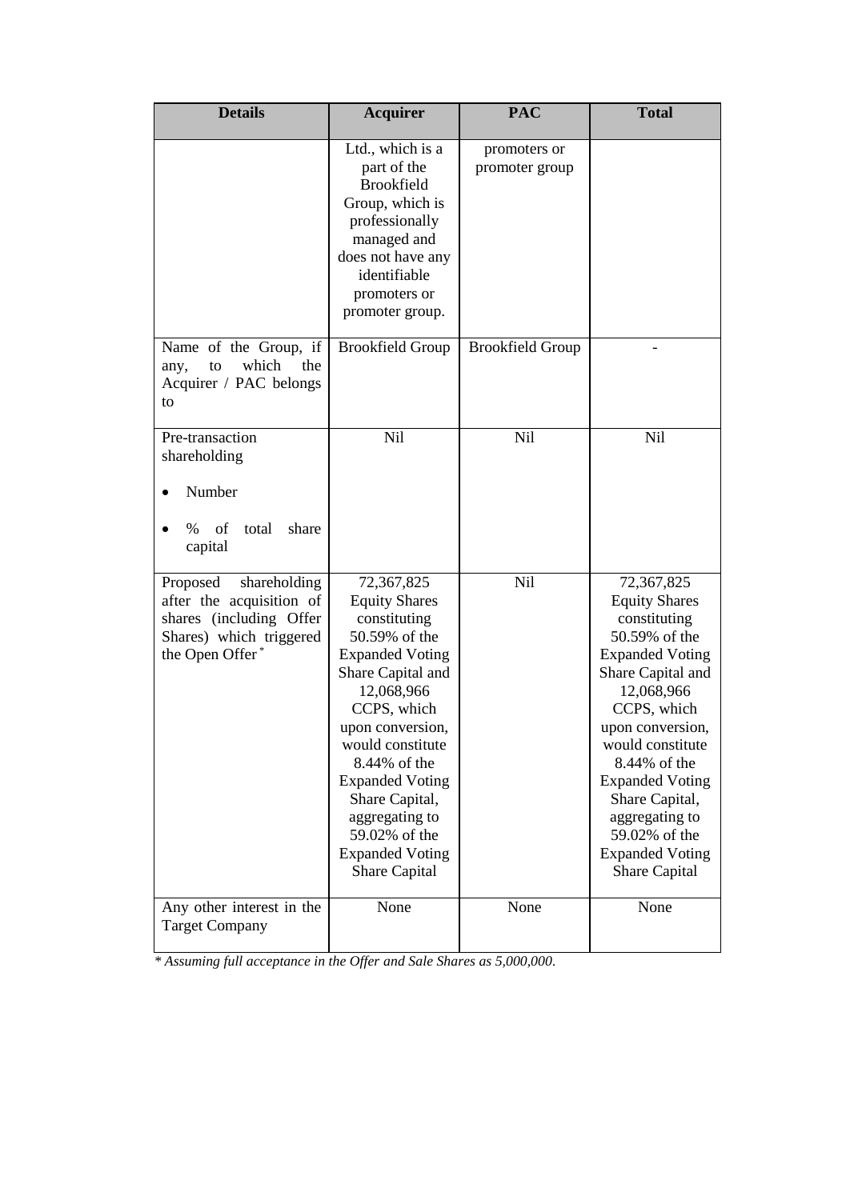| Details | Acquirer | PAC | Total |
| --- | --- | --- | --- |
| | Ltd., which is a part of the Brookfield Group, which is professionally managed and does not have any identifiable promoters or promoter group. | promoters or promoter group | |
| Name of the Group, if any, to which the Acquirer / PAC belongs to | Brookfield Group | Brookfield Group | - |
| Pre-transaction shareholding<br>• Number<br>• % of total share capital | Nil | Nil | Nil |
| Proposed shareholding after the acquisition of shares (including Offer Shares) which triggered the Open Offer * | 72,367,825 Equity Shares constituting 50.59% of the Expanded Voting Share Capital and 12,068,966 CCPS, which upon conversion, would constitute 8.44% of the Expanded Voting Share Capital, aggregating to 59.02% of the Expanded Voting Share Capital | Nil | 72,367,825 Equity Shares constituting 50.59% of the Expanded Voting Share Capital and 12,068,966 CCPS, which upon conversion, would constitute 8.44% of the Expanded Voting Share Capital, aggregating to 59.02% of the Expanded Voting Share Capital |
| Any other interest in the Target Company | None | None | None |

** Assuming full acceptance in the Offer and Sale Shares as 5,000,000.*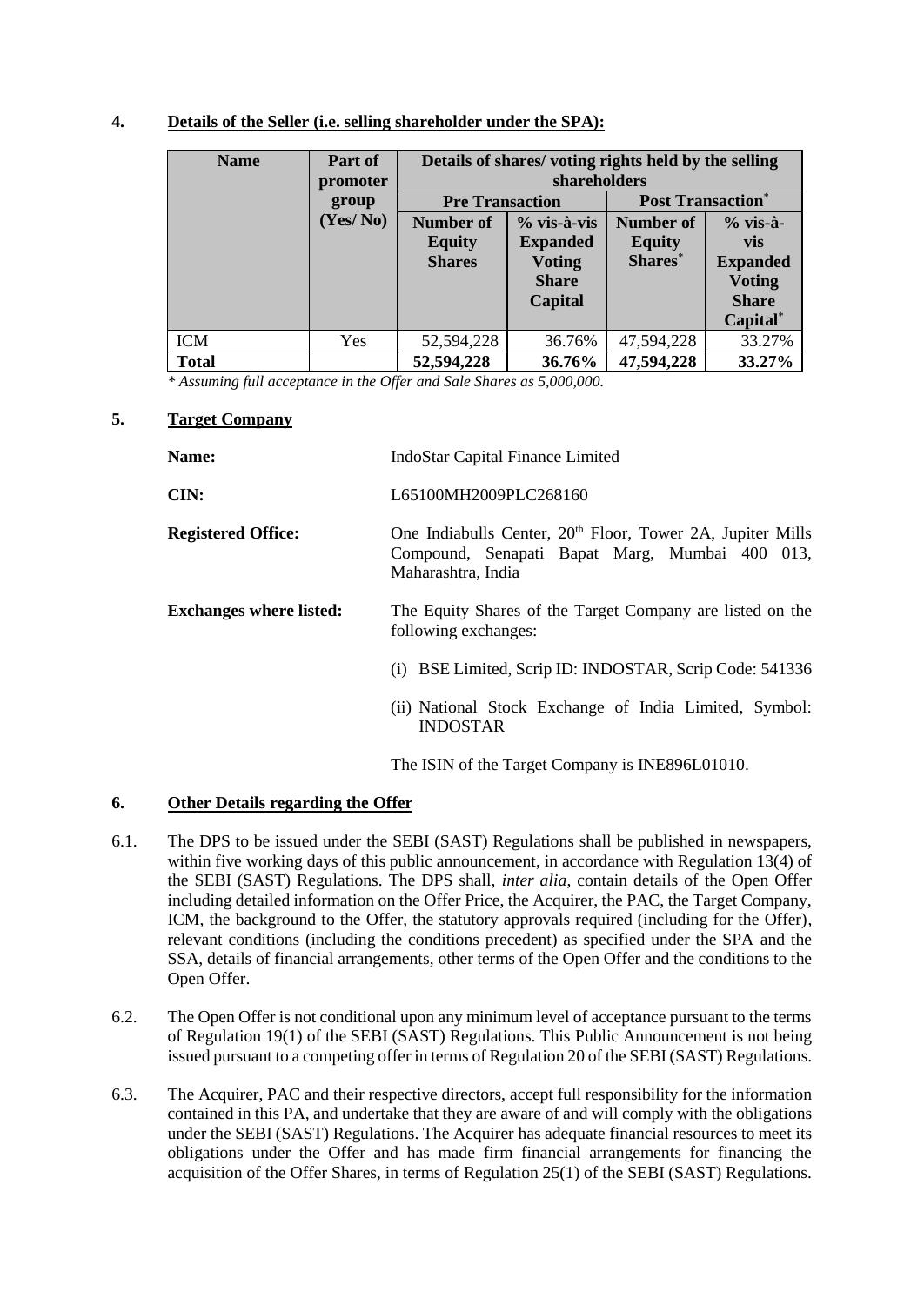## 4. Details of the Seller (i.e. selling shareholder under the SPA):

| Name | Part of promoter group (Yes/ No) | Details of shares/ voting rights held by the selling shareholders | | | |
|---|---|---|---|---|---|
| | | Pre Transaction | | Post Transaction* | |
| | | Number of Equity Shares | % vis-à-vis Expanded Voting Share Capital | Number of Equity Shares* | % vis-à-vis Expanded Voting Share Capital* |
| ICM | Yes | 52,594,228 | 36.76% | 47,594,228 | 33.27% |
| **Total** | | **52,594,228** | **36.76%** | **47,594,228** | **33.27%** |

*\* Assuming full acceptance in the Offer and Sale Shares as 5,000,000.*

## 5. Target Company

**Name:** IndoStar Capital Finance Limited

**CIN:** L65100MH2009PLC268160

**Registered Office:** One Indiabulls Center, 20th Floor, Tower 2A, Jupiter Mills Compound, Senapati Bapat Marg, Mumbai 400 013, Maharashtra, India

**Exchanges where listed:** The Equity Shares of the Target Company are listed on the following exchanges:

(i) BSE Limited, Scrip ID: INDOSTAR, Scrip Code: 541336

(ii) National Stock Exchange of India Limited, Symbol: INDOSTAR

The ISIN of the Target Company is INE896L01010.

## 6. Other Details regarding the Offer

6.1. The DPS to be issued under the SEBI (SAST) Regulations shall be published in newspapers, within five working days of this public announcement, in accordance with Regulation 13(4) of the SEBI (SAST) Regulations. The DPS shall, *inter alia*, contain details of the Open Offer including detailed information on the Offer Price, the Acquirer, the PAC, the Target Company, ICM, the background to the Offer, the statutory approvals required (including for the Offer), relevant conditions (including the conditions precedent) as specified under the SPA and the SSA, details of financial arrangements, other terms of the Open Offer and the conditions to the Open Offer.

6.2. The Open Offer is not conditional upon any minimum level of acceptance pursuant to the terms of Regulation 19(1) of the SEBI (SAST) Regulations. This Public Announcement is not being issued pursuant to a competing offer in terms of Regulation 20 of the SEBI (SAST) Regulations.

6.3. The Acquirer, PAC and their respective directors, accept full responsibility for the information contained in this PA, and undertake that they are aware of and will comply with the obligations under the SEBI (SAST) Regulations. The Acquirer has adequate financial resources to meet its obligations under the Offer and has made firm financial arrangements for financing the acquisition of the Offer Shares, in terms of Regulation 25(1) of the SEBI (SAST) Regulations.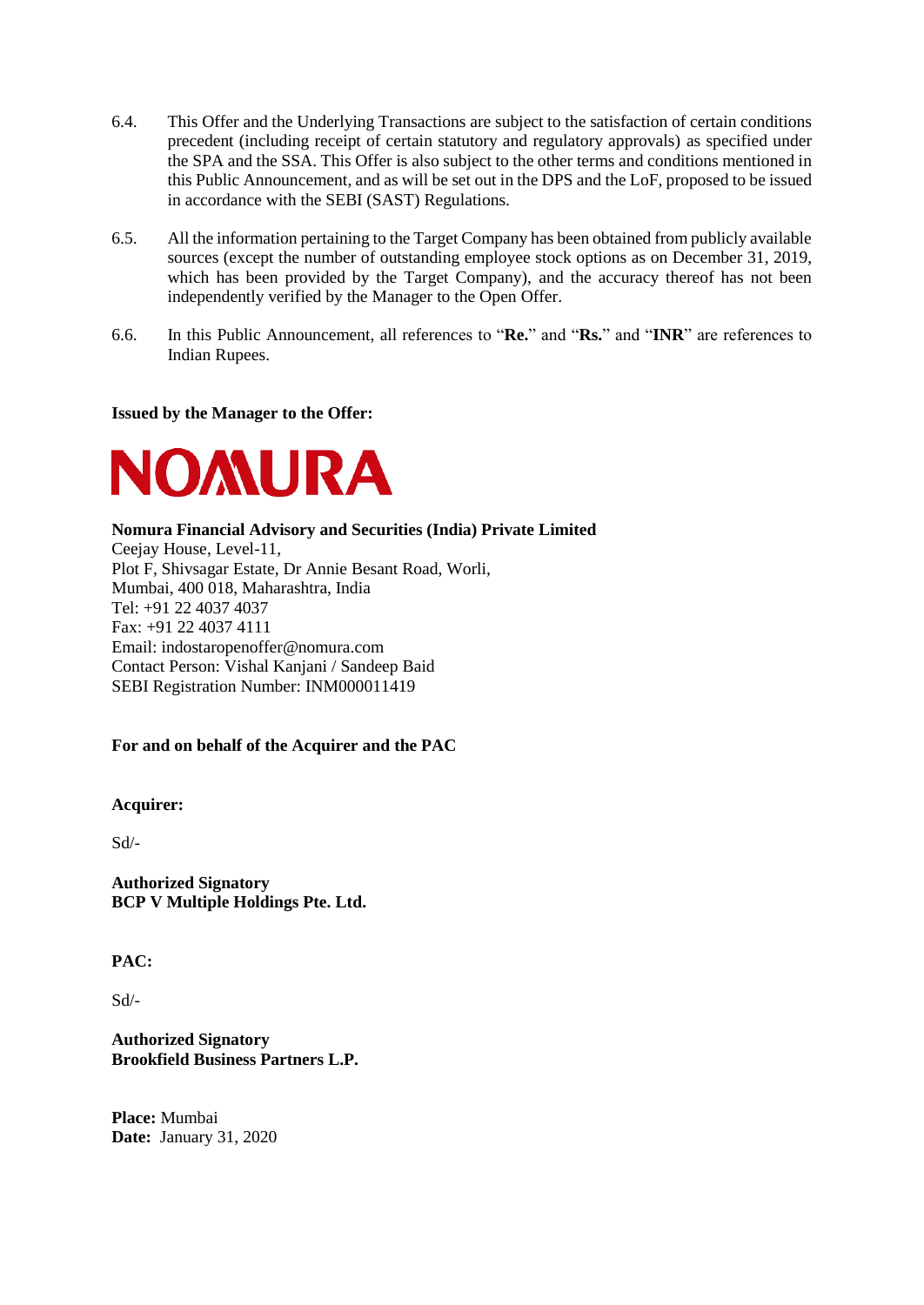6.4. This Offer and the Underlying Transactions are subject to the satisfaction of certain conditions precedent (including receipt of certain statutory and regulatory approvals) as specified under the SPA and the SSA. This Offer is also subject to the other terms and conditions mentioned in this Public Announcement, and as will be set out in the DPS and the LoF, proposed to be issued in accordance with the SEBI (SAST) Regulations.

6.5. All the information pertaining to the Target Company has been obtained from publicly available sources (except the number of outstanding employee stock options as on December 31, 2019, which has been provided by the Target Company), and the accuracy thereof has not been independently verified by the Manager to the Open Offer.

6.6. In this Public Announcement, all references to "**Re.**" and "**Rs.**" and "**INR**" are references to Indian Rupees.

**Issued by the Manager to the Offer:**

NOMURA

**Nomura Financial Advisory and Securities (India) Private Limited**
Ceejay House, Level-11,
Plot F, Shivsagar Estate, Dr Annie Besant Road, Worli,
Mumbai, 400 018, Maharashtra, India
Tel: +91 22 4037 4037
Fax: +91 22 4037 4111
Email: indostaropenoffer@nomura.com
Contact Person: Vishal Kanjani / Sandeep Baid
SEBI Registration Number: INM000011419

**For and on behalf of the Acquirer and the PAC**

**Acquirer:**

Sd/-

**Authorized Signatory**
**BCP V Multiple Holdings Pte. Ltd.**

**PAC:**

Sd/-

**Authorized Signatory**
**Brookfield Business Partners L.P.**

**Place:** Mumbai
**Date:** January 31, 2020